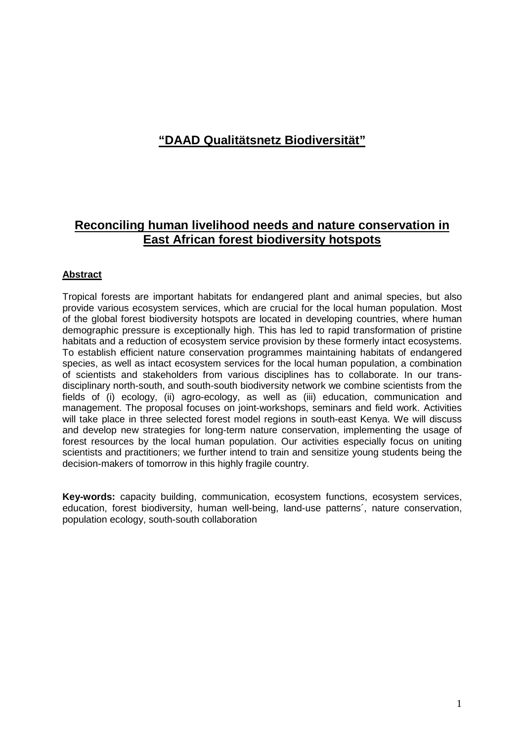# **"DAAD Qualitätsnetz Biodiversität"**

## **Reconciling human livelihood needs and nature conservation in East African forest biodiversity hotspots**

### **Abstract**

Tropical forests are important habitats for endangered plant and animal species, but also provide various ecosystem services, which are crucial for the local human population. Most of the global forest biodiversity hotspots are located in developing countries, where human demographic pressure is exceptionally high. This has led to rapid transformation of pristine habitats and a reduction of ecosystem service provision by these formerly intact ecosystems. To establish efficient nature conservation programmes maintaining habitats of endangered species, as well as intact ecosystem services for the local human population, a combination of scientists and stakeholders from various disciplines has to collaborate. In our trans-disciplinary north-south, and south-south biodiversity network we combine scientists from the fields of (i) ecology, (ii) agro-ecology, as well as (iii) education, communication and management. The proposal focuses on joint-workshops, seminars and field work. Activities will take place in three selected forest model regions in south-east Kenya. We will discuss and develop new strategies for long-term nature conservation, implementing the usage of forest resources by the local human population. Our activities especially focus on uniting scientists and practitioners; we further intend to train and sensitize young students being the decision-makers of tomorrow in this highly fragile country.

**Key-words:** capacity building, communication, ecosystem functions, ecosystem services, education, forest biodiversity, human well-being, land-use patterns´, nature conservation, population ecology, south-south collaboration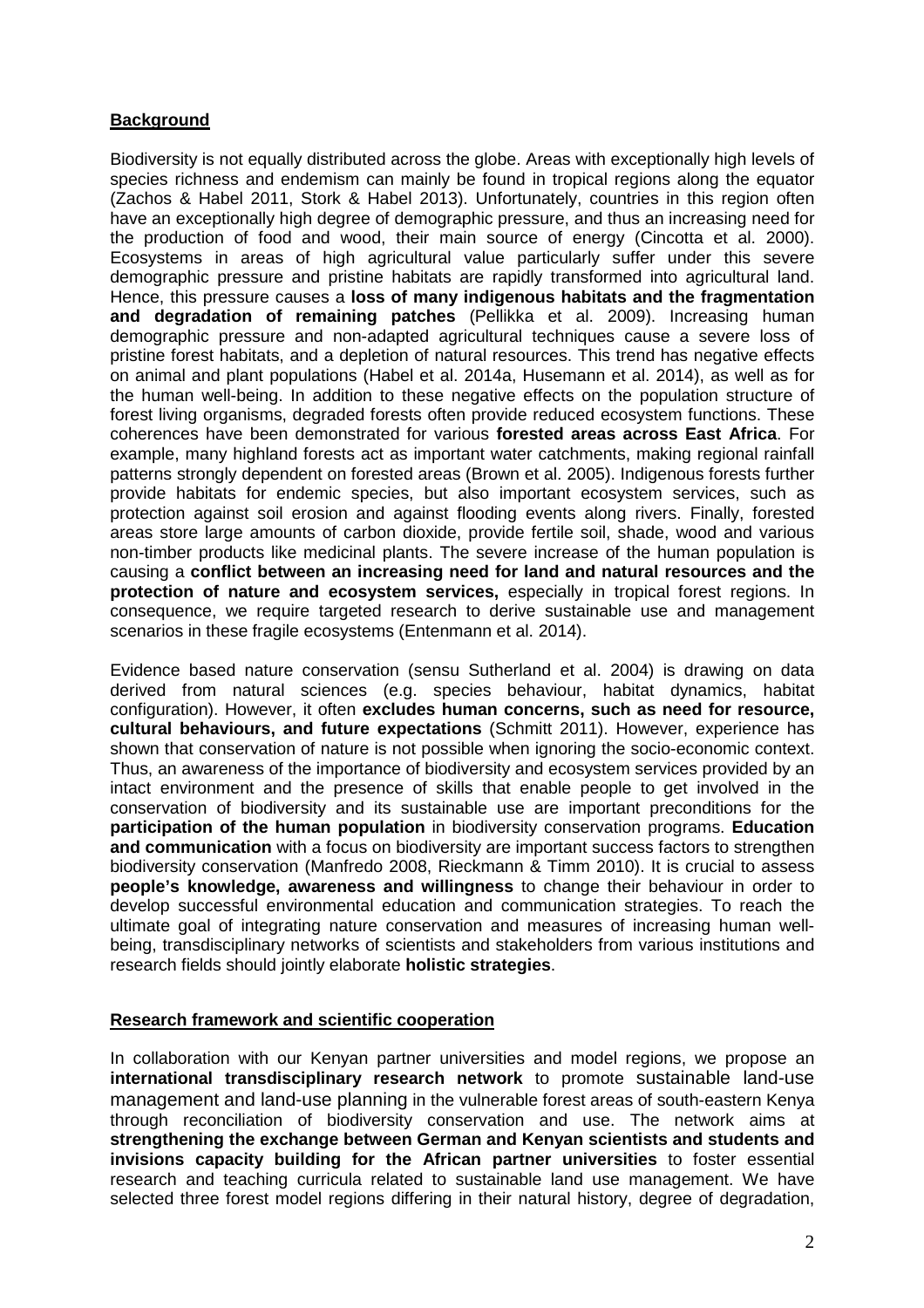## Background

Biodiversity is not equally distributed across the globe. Areas with exceptionally high levels of species richness and endemism can mainly be found in tropical regions along the equator (Zachos & Habel 2011, Stork & Habel 2013). Unfortunately, countries in this region often have an exceptionally high degree of demographic pressure, and thus an increasing need for the production of food and wood, their main source of energy (Cincotta et al. 2000). Ecosystems in areas of high agricultural value particularly suffer under this severe demographic pressure and pristine habitats are rapidly transformed into agricultural land. Hence, this pressure causes a **loss of many indigenous habitats and the fragmentation and degradation of remaining patches** (Pellikka et al. 2009). Increasing human demographic pressure and non-adapted agricultural techniques cause a severe loss of pristine forest habitats, and a depletion of natural resources. This trend has negative effects on animal and plant populations (Habel et al. 2014a, Husemann et al. 2014), as well as for the human well-being. In addition to these negative effects on the population structure of forest living organisms, degraded forests often provide reduced ecosystem functions. These coherences have been demonstrated for various **forested areas across East Africa**. For example, many highland forests act as important water catchments, making regional rainfall patterns strongly dependent on forested areas (Brown et al. 2005). Indigenous forests further provide habitats for endemic species, but also important ecosystem services, such as protection against soil erosion and against flooding events along rivers. Finally, forested areas store large amounts of carbon dioxide, provide fertile soil, shade, wood and various non-timber products like medicinal plants. The severe increase of the human population is causing a **conflict between an increasing need for land and natural resources and the protection of nature and ecosystem services,** especially in tropical forest regions. In consequence, we require targeted research to derive sustainable use and management scenarios in these fragile ecosystems (Entenmann et al. 2014).

Evidence based nature conservation (sensu Sutherland et al. 2004) is drawing on data derived from natural sciences (e.g. species behaviour, habitat dynamics, habitat configuration). However, it often **excludes human concerns, such as need for resource, cultural behaviours, and future expectations** (Schmitt 2011). However, experience has shown that conservation of nature is not possible when ignoring the socio-economic context. Thus, an awareness of the importance of biodiversity and ecosystem services provided by an intact environment and the presence of skills that enable people to get involved in the conservation of biodiversity and its sustainable use are important preconditions for the **participation of the human population** in biodiversity conservation programs. **Education and communication** with a focus on biodiversity are important success factors to strengthen biodiversity conservation (Manfredo 2008, Rieckmann & Timm 2010). It is crucial to assess **people's knowledge, awareness and willingness** to change their behaviour in order to develop successful environmental education and communication strategies. To reach the ultimate goal of integrating nature conservation and measures of increasing human well-being, transdisciplinary networks of scientists and stakeholders from various institutions and research fields should jointly elaborate **holistic strategies**.

## Research framework and scientific cooperation

In collaboration with our Kenyan partner universities and model regions, we propose an **international transdisciplinary research network** to promote sustainable land-use management and land-use planning in the vulnerable forest areas of south-eastern Kenya through reconciliation of biodiversity conservation and use. The network aims at **strengthening the exchange between German and Kenyan scientists and students and invisions capacity building for the African partner universities** to foster essential research and teaching curricula related to sustainable land use management. We have selected three forest model regions differing in their natural history, degree of degradation,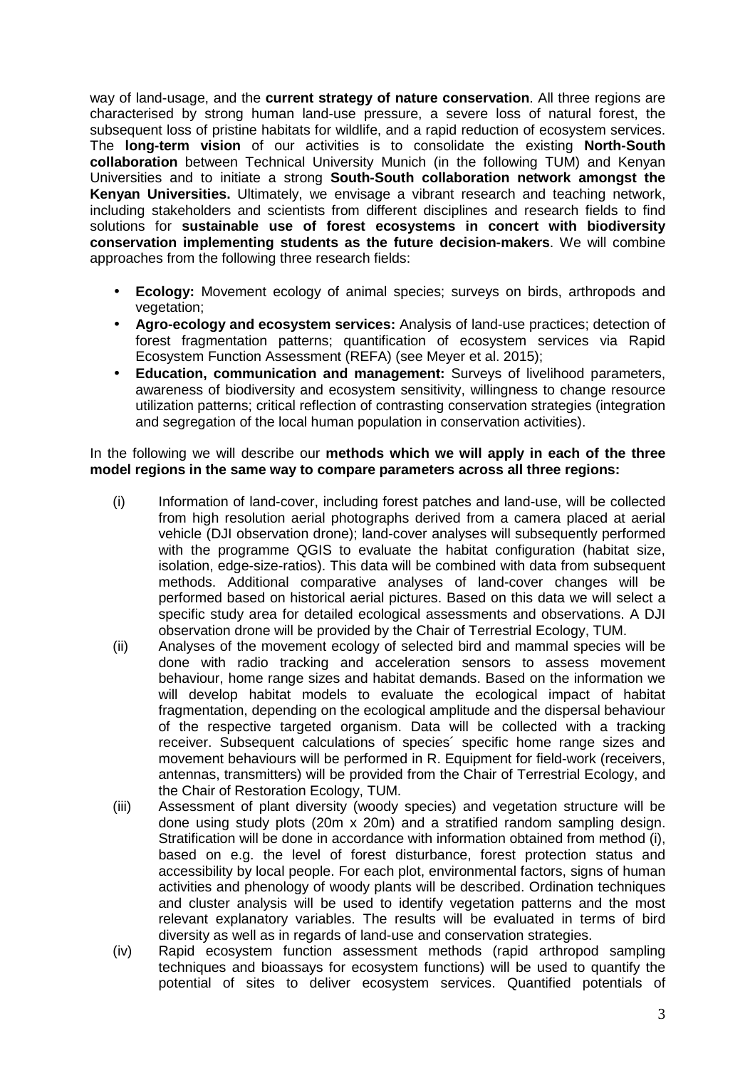way of land-usage, and the **current strategy of nature conservation**. All three regions are characterised by strong human land-use pressure, a severe loss of natural forest, the subsequent loss of pristine habitats for wildlife, and a rapid reduction of ecosystem services. The **long-term vision** of our activities is to consolidate the existing **North-South collaboration** between Technical University Munich (in the following TUM) and Kenyan Universities and to initiate a strong **South-South collaboration network amongst the Kenyan Universities.** Ultimately, we envisage a vibrant research and teaching network, including stakeholders and scientists from different disciplines and research fields to find solutions for **sustainable use of forest ecosystems in concert with biodiversity conservation implementing students as the future decision-makers**. We will combine approaches from the following three research fields:

- **Ecology:** Movement ecology of animal species; surveys on birds, arthropods and vegetation;
- **Agro-ecology and ecosystem services:** Analysis of land-use practices; detection of forest fragmentation patterns; quantification of ecosystem services via Rapid Ecosystem Function Assessment (REFA) (see Meyer et al. 2015);
- **Education, communication and management:** Surveys of livelihood parameters, awareness of biodiversity and ecosystem sensitivity, willingness to change resource utilization patterns; critical reflection of contrasting conservation strategies (integration and segregation of the local human population in conservation activities).

In the following we will describe our **methods which we will apply in each of the three model regions in the same way to compare parameters across all three regions:**

(i) Information of land-cover, including forest patches and land-use, will be collected from high resolution aerial photographs derived from a camera placed at aerial vehicle (DJI observation drone); land-cover analyses will subsequently performed with the programme QGIS to evaluate the habitat configuration (habitat size, isolation, edge-size-ratios). This data will be combined with data from subsequent methods. Additional comparative analyses of land-cover changes will be performed based on historical aerial pictures. Based on this data we will select a specific study area for detailed ecological assessments and observations. A DJI observation drone will be provided by the Chair of Terrestrial Ecology, TUM.

(ii) Analyses of the movement ecology of selected bird and mammal species will be done with radio tracking and acceleration sensors to assess movement behaviour, home range sizes and habitat demands. Based on the information we will develop habitat models to evaluate the ecological impact of habitat fragmentation, depending on the ecological amplitude and the dispersal behaviour of the respective targeted organism. Data will be collected with a tracking receiver. Subsequent calculations of species´ specific home range sizes and movement behaviours will be performed in R. Equipment for field-work (receivers, antennas, transmitters) will be provided from the Chair of Terrestrial Ecology, and the Chair of Restoration Ecology, TUM.

(iii) Assessment of plant diversity (woody species) and vegetation structure will be done using study plots (20m x 20m) and a stratified random sampling design. Stratification will be done in accordance with information obtained from method (i), based on e.g. the level of forest disturbance, forest protection status and accessibility by local people. For each plot, environmental factors, signs of human activities and phenology of woody plants will be described. Ordination techniques and cluster analysis will be used to identify vegetation patterns and the most relevant explanatory variables. The results will be evaluated in terms of bird diversity as well as in regards of land-use and conservation strategies.

(iv) Rapid ecosystem function assessment methods (rapid arthropod sampling techniques and bioassays for ecosystem functions) will be used to quantify the potential of sites to deliver ecosystem services. Quantified potentials of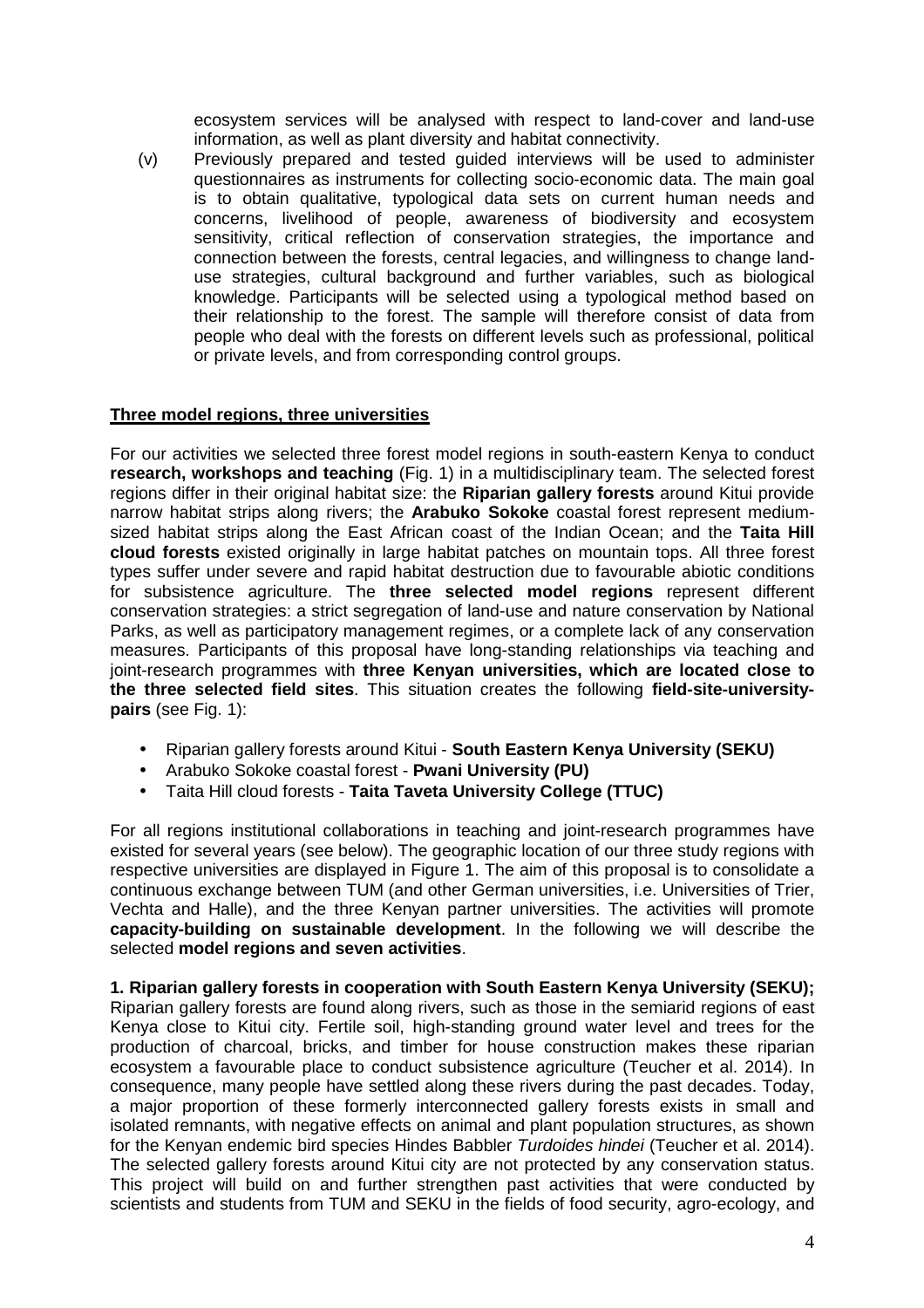ecosystem services will be analysed with respect to land-cover and land-use information, as well as plant diversity and habitat connectivity.

(v) Previously prepared and tested guided interviews will be used to administer questionnaires as instruments for collecting socio-economic data. The main goal is to obtain qualitative, typological data sets on current human needs and concerns, livelihood of people, awareness of biodiversity and ecosystem sensitivity, critical reflection of conservation strategies, the importance and connection between the forests, central legacies, and willingness to change land-use strategies, cultural background and further variables, such as biological knowledge. Participants will be selected using a typological method based on their relationship to the forest. The sample will therefore consist of data from people who deal with the forests on different levels such as professional, political or private levels, and from corresponding control groups.

## Three model regions, three universities

For our activities we selected three forest model regions in south-eastern Kenya to conduct **research, workshops and teaching** (Fig. 1) in a multidisciplinary team. The selected forest regions differ in their original habitat size: the **Riparian gallery forests** around Kitui provide narrow habitat strips along rivers; the **Arabuko Sokoke** coastal forest represent medium-sized habitat strips along the East African coast of the Indian Ocean; and the **Taita Hill cloud forests** existed originally in large habitat patches on mountain tops. All three forest types suffer under severe and rapid habitat destruction due to favourable abiotic conditions for subsistence agriculture. The **three selected model regions** represent different conservation strategies: a strict segregation of land-use and nature conservation by National Parks, as well as participatory management regimes, or a complete lack of any conservation measures. Participants of this proposal have long-standing relationships via teaching and joint-research programmes with **three Kenyan universities, which are located close to the three selected field sites**. This situation creates the following **field-site-university-pairs** (see Fig. 1):

- Riparian gallery forests around Kitui - **South Eastern Kenya University (SEKU)**
- Arabuko Sokoke coastal forest - **Pwani University (PU)**
- Taita Hill cloud forests - **Taita Taveta University College (TTUC)**

For all regions institutional collaborations in teaching and joint-research programmes have existed for several years (see below). The geographic location of our three study regions with respective universities are displayed in Figure 1. The aim of this proposal is to consolidate a continuous exchange between TUM (and other German universities, i.e. Universities of Trier, Vechta and Halle), and the three Kenyan partner universities. The activities will promote **capacity-building on sustainable development**. In the following we will describe the selected **model regions and seven activities**.

**1. Riparian gallery forests in cooperation with South Eastern Kenya University (SEKU);** Riparian gallery forests are found along rivers, such as those in the semiarid regions of east Kenya close to Kitui city. Fertile soil, high-standing ground water level and trees for the production of charcoal, bricks, and timber for house construction makes these riparian ecosystem a favourable place to conduct subsistence agriculture (Teucher et al. 2014). In consequence, many people have settled along these rivers during the past decades. Today, a major proportion of these formerly interconnected gallery forests exists in small and isolated remnants, with negative effects on animal and plant population structures, as shown for the Kenyan endemic bird species Hindes Babbler *Turdoides hindei* (Teucher et al. 2014). The selected gallery forests around Kitui city are not protected by any conservation status. This project will build on and further strengthen past activities that were conducted by scientists and students from TUM and SEKU in the fields of food security, agro-ecology, and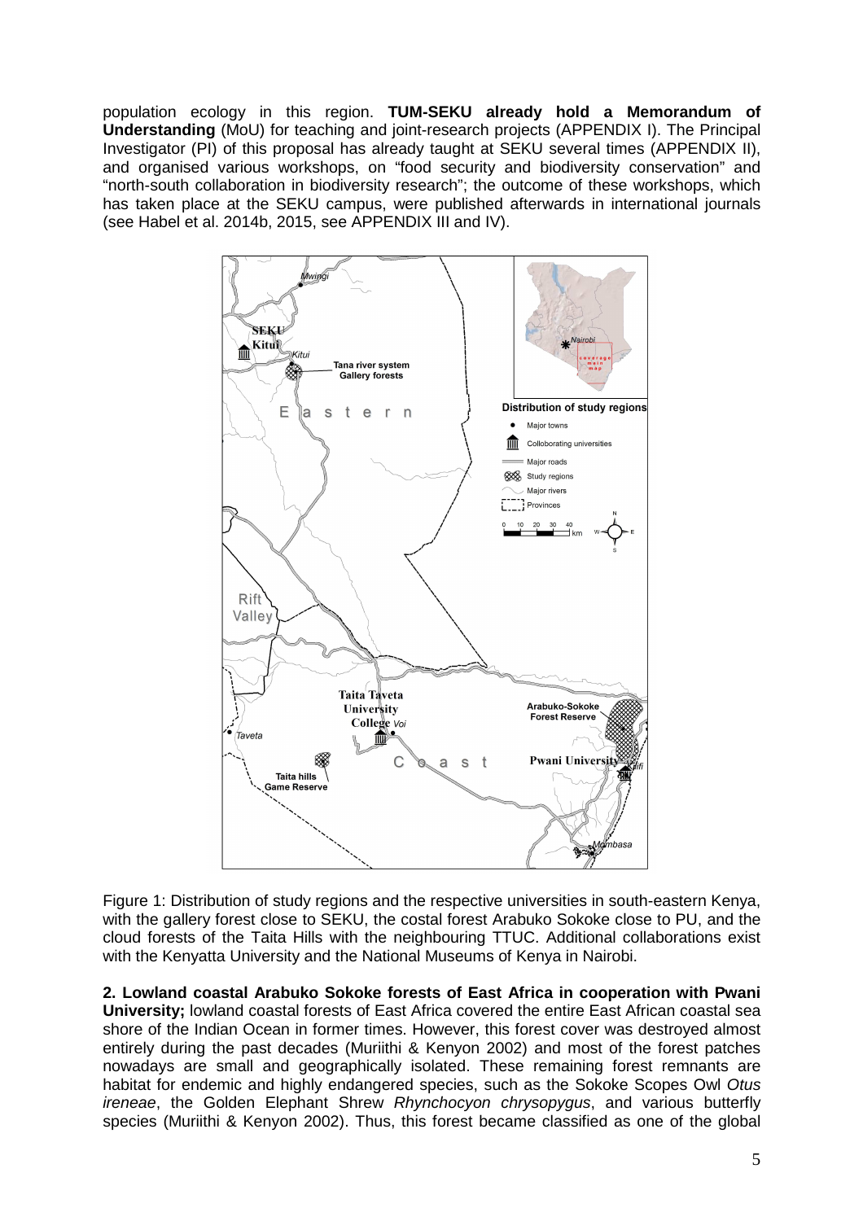population ecology in this region. **TUM-SEKU already hold a Memorandum of Understanding** (MoU) for teaching and joint-research projects (APPENDIX I). The Principal Investigator (PI) of this proposal has already taught at SEKU several times (APPENDIX II), and organised various workshops, on "food security and biodiversity conservation" and "north-south collaboration in biodiversity research"; the outcome of these workshops, which has taken place at the SEKU campus, were published afterwards in international journals (see Habel et al. 2014b, 2015, see APPENDIX III and IV).

Figure 1: Distribution of study regions and the respective universities in south-eastern Kenya, with the gallery forest close to SEKU, the costal forest Arabuko Sokoke close to PU, and the cloud forests of the Taita Hills with the neighbouring TTUC. Additional collaborations exist with the Kenyatta University and the National Museums of Kenya in Nairobi.

**2. Lowland coastal Arabuko Sokoke forests of East Africa in cooperation with Pwani University;** lowland coastal forests of East Africa covered the entire East African coastal sea shore of the Indian Ocean in former times. However, this forest cover was destroyed almost entirely during the past decades (Muriithi & Kenyon 2002) and most of the forest patches nowadays are small and geographically isolated. These remaining forest remnants are habitat for endemic and highly endangered species, such as the Sokoke Scopes Owl *Otus ireneae*, the Golden Elephant Shrew *Rhynchocyon chrysopygus*, and various butterfly species (Muriithi & Kenyon 2002). Thus, this forest became classified as one of the global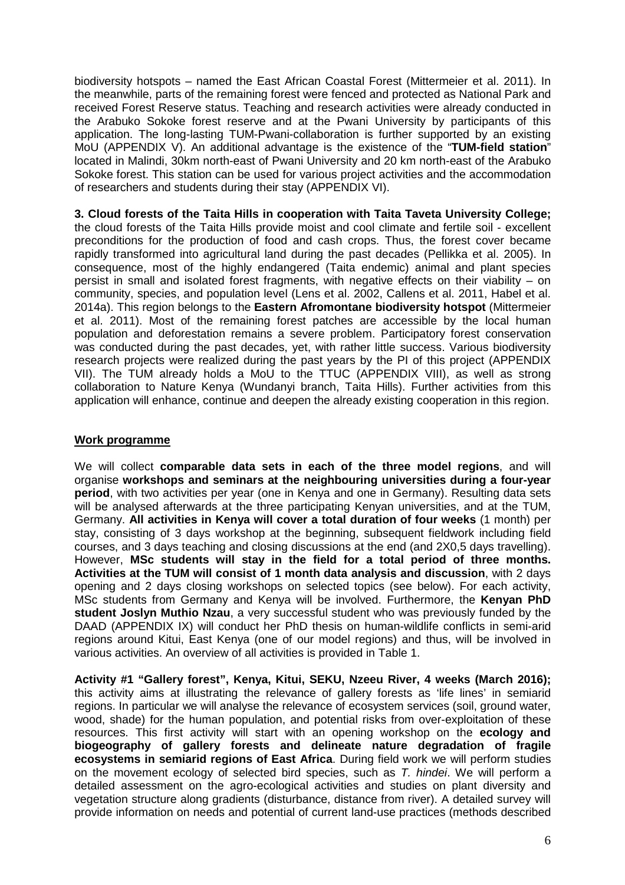biodiversity hotspots – named the East African Coastal Forest (Mittermeier et al. 2011). In the meanwhile, parts of the remaining forest were fenced and protected as National Park and received Forest Reserve status. Teaching and research activities were already conducted in the Arabuko Sokoke forest reserve and at the Pwani University by participants of this application. The long-lasting TUM-Pwani-collaboration is further supported by an existing MoU (APPENDIX V). An additional advantage is the existence of the "**TUM-field station**" located in Malindi, 30km north-east of Pwani University and 20 km north-east of the Arabuko Sokoke forest. This station can be used for various project activities and the accommodation of researchers and students during their stay (APPENDIX VI).

**3. Cloud forests of the Taita Hills in cooperation with Taita Taveta University College;** the cloud forests of the Taita Hills provide moist and cool climate and fertile soil - excellent preconditions for the production of food and cash crops. Thus, the forest cover became rapidly transformed into agricultural land during the past decades (Pellikka et al. 2005). In consequence, most of the highly endangered (Taita endemic) animal and plant species persist in small and isolated forest fragments, with negative effects on their viability – on community, species, and population level (Lens et al. 2002, Callens et al. 2011, Habel et al. 2014a). This region belongs to the **Eastern Afromontane biodiversity hotspot** (Mittermeier et al. 2011). Most of the remaining forest patches are accessible by the local human population and deforestation remains a severe problem. Participatory forest conservation was conducted during the past decades, yet, with rather little success. Various biodiversity research projects were realized during the past years by the PI of this project (APPENDIX VII). The TUM already holds a MoU to the TTUC (APPENDIX VIII), as well as strong collaboration to Nature Kenya (Wundanyi branch, Taita Hills). Further activities from this application will enhance, continue and deepen the already existing cooperation in this region.

**Work programme**

We will collect **comparable data sets in each of the three model regions**, and will organise **workshops and seminars at the neighbouring universities during a four-year period**, with two activities per year (one in Kenya and one in Germany). Resulting data sets will be analysed afterwards at the three participating Kenyan universities, and at the TUM, Germany. **All activities in Kenya will cover a total duration of four weeks** (1 month) per stay, consisting of 3 days workshop at the beginning, subsequent fieldwork including field courses, and 3 days teaching and closing discussions at the end (and 2X0,5 days travelling). However, **MSc students will stay in the field for a total period of three months. Activities at the TUM will consist of 1 month data analysis and discussion**, with 2 days opening and 2 days closing workshops on selected topics (see below). For each activity, MSc students from Germany and Kenya will be involved. Furthermore, the **Kenyan PhD student Joslyn Muthio Nzau**, a very successful student who was previously funded by the DAAD (APPENDIX IX) will conduct her PhD thesis on human-wildlife conflicts in semi-arid regions around Kitui, East Kenya (one of our model regions) and thus, will be involved in various activities. An overview of all activities is provided in Table 1.

**Activity #1 "Gallery forest", Kenya, Kitui, SEKU, Nzeeu River, 4 weeks (March 2016);** this activity aims at illustrating the relevance of gallery forests as 'life lines' in semiarid regions. In particular we will analyse the relevance of ecosystem services (soil, ground water, wood, shade) for the human population, and potential risks from over-exploitation of these resources. This first activity will start with an opening workshop on the **ecology and biogeography of gallery forests and delineate nature degradation of fragile ecosystems in semiarid regions of East Africa**. During field work we will perform studies on the movement ecology of selected bird species, such as *T. hindei*. We will perform a detailed assessment on the agro-ecological activities and studies on plant diversity and vegetation structure along gradients (disturbance, distance from river). A detailed survey will provide information on needs and potential of current land-use practices (methods described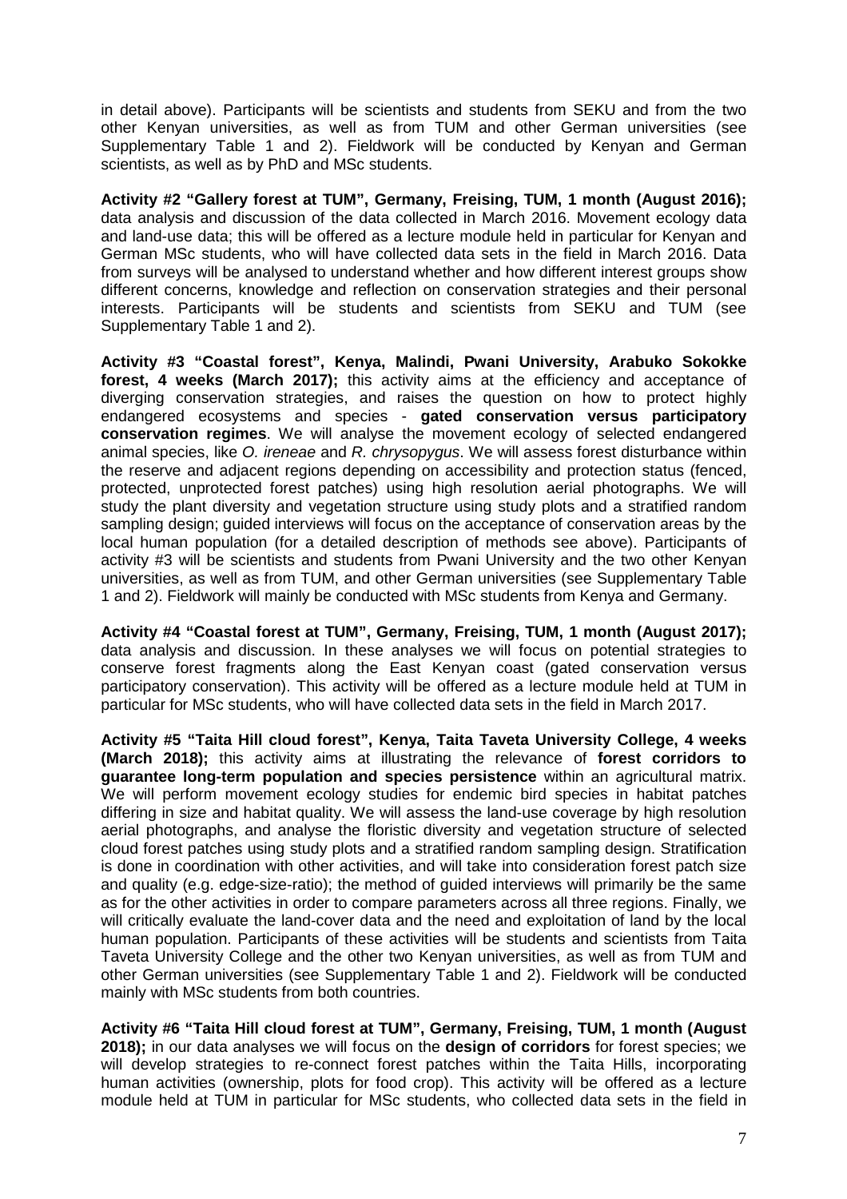in detail above). Participants will be scientists and students from SEKU and from the two other Kenyan universities, as well as from TUM and other German universities (see Supplementary Table 1 and 2). Fieldwork will be conducted by Kenyan and German scientists, as well as by PhD and MSc students.

**Activity #2 "Gallery forest at TUM", Germany, Freising, TUM, 1 month (August 2016);** data analysis and discussion of the data collected in March 2016. Movement ecology data and land-use data; this will be offered as a lecture module held in particular for Kenyan and German MSc students, who will have collected data sets in the field in March 2016. Data from surveys will be analysed to understand whether and how different interest groups show different concerns, knowledge and reflection on conservation strategies and their personal interests. Participants will be students and scientists from SEKU and TUM (see Supplementary Table 1 and 2).

**Activity #3 "Coastal forest", Kenya, Malindi, Pwani University, Arabuko Sokokke forest, 4 weeks (March 2017);** this activity aims at the efficiency and acceptance of diverging conservation strategies, and raises the question on how to protect highly endangered ecosystems and species - **gated conservation versus participatory conservation regimes**. We will analyse the movement ecology of selected endangered animal species, like *O. ireneae* and *R. chrysopygus*. We will assess forest disturbance within the reserve and adjacent regions depending on accessibility and protection status (fenced, protected, unprotected forest patches) using high resolution aerial photographs. We will study the plant diversity and vegetation structure using study plots and a stratified random sampling design; guided interviews will focus on the acceptance of conservation areas by the local human population (for a detailed description of methods see above). Participants of activity #3 will be scientists and students from Pwani University and the two other Kenyan universities, as well as from TUM, and other German universities (see Supplementary Table 1 and 2). Fieldwork will mainly be conducted with MSc students from Kenya and Germany.

**Activity #4 "Coastal forest at TUM", Germany, Freising, TUM, 1 month (August 2017);** data analysis and discussion. In these analyses we will focus on potential strategies to conserve forest fragments along the East Kenyan coast (gated conservation versus participatory conservation). This activity will be offered as a lecture module held at TUM in particular for MSc students, who will have collected data sets in the field in March 2017.

**Activity #5 "Taita Hill cloud forest", Kenya, Taita Taveta University College, 4 weeks (March 2018);** this activity aims at illustrating the relevance of **forest corridors to guarantee long-term population and species persistence** within an agricultural matrix. We will perform movement ecology studies for endemic bird species in habitat patches differing in size and habitat quality. We will assess the land-use coverage by high resolution aerial photographs, and analyse the floristic diversity and vegetation structure of selected cloud forest patches using study plots and a stratified random sampling design. Stratification is done in coordination with other activities, and will take into consideration forest patch size and quality (e.g. edge-size-ratio); the method of guided interviews will primarily be the same as for the other activities in order to compare parameters across all three regions. Finally, we will critically evaluate the land-cover data and the need and exploitation of land by the local human population. Participants of these activities will be students and scientists from Taita Taveta University College and the other two Kenyan universities, as well as from TUM and other German universities (see Supplementary Table 1 and 2). Fieldwork will be conducted mainly with MSc students from both countries.

**Activity #6 "Taita Hill cloud forest at TUM", Germany, Freising, TUM, 1 month (August 2018);** in our data analyses we will focus on the **design of corridors** for forest species; we will develop strategies to re-connect forest patches within the Taita Hills, incorporating human activities (ownership, plots for food crop). This activity will be offered as a lecture module held at TUM in particular for MSc students, who collected data sets in the field in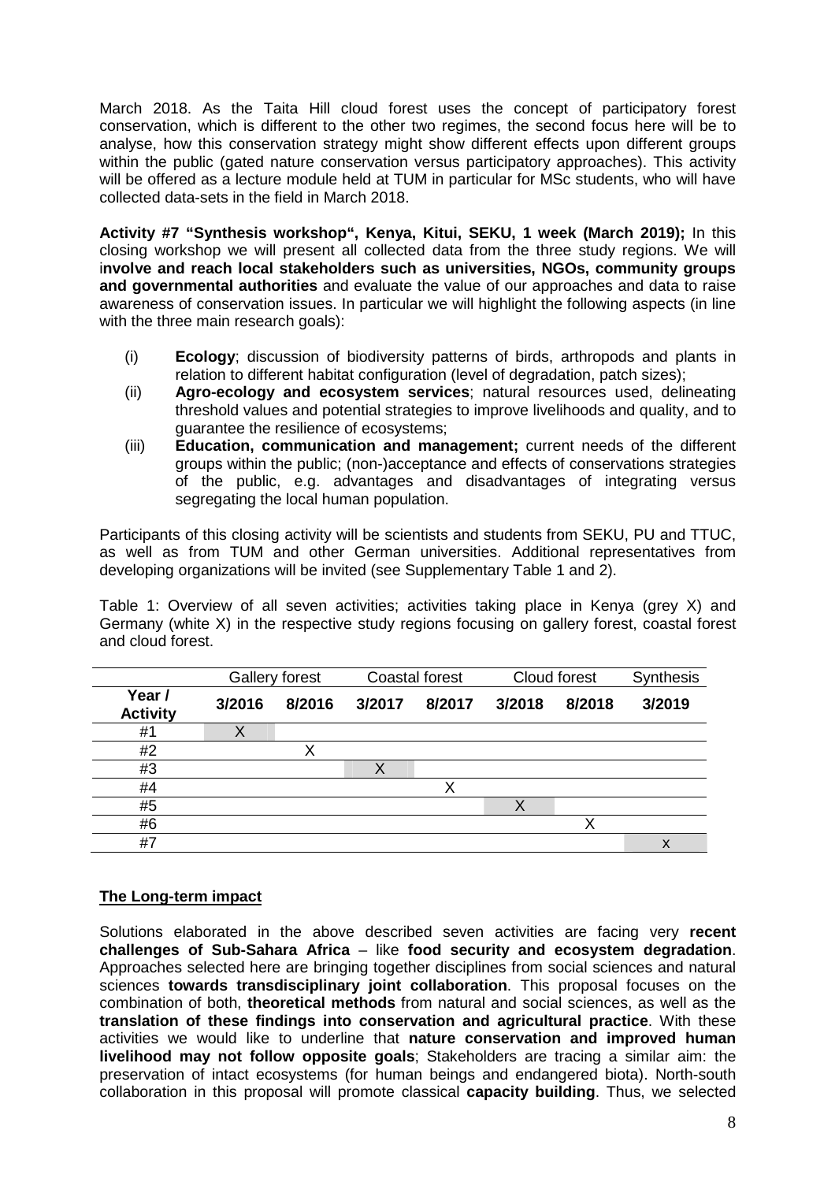March 2018. As the Taita Hill cloud forest uses the concept of participatory forest conservation, which is different to the other two regimes, the second focus here will be to analyse, how this conservation strategy might show different effects upon different groups within the public (gated nature conservation versus participatory approaches). This activity will be offered as a lecture module held at TUM in particular for MSc students, who will have collected data-sets in the field in March 2018.

**Activity #7 "Synthesis workshop", Kenya, Kitui, SEKU, 1 week (March 2019);** In this closing workshop we will present all collected data from the three study regions. We will i**nvolve and reach local stakeholders such as universities, NGOs, community groups and governmental authorities** and evaluate the value of our approaches and data to raise awareness of conservation issues. In particular we will highlight the following aspects (in line with the three main research goals):

(i) **Ecology**; discussion of biodiversity patterns of birds, arthropods and plants in relation to different habitat configuration (level of degradation, patch sizes);

(ii) **Agro-ecology and ecosystem services**; natural resources used, delineating threshold values and potential strategies to improve livelihoods and quality, and to guarantee the resilience of ecosystems;

(iii) **Education, communication and management;** current needs of the different groups within the public; (non-)acceptance and effects of conservations strategies of the public, e.g. advantages and disadvantages of integrating versus segregating the local human population.

Participants of this closing activity will be scientists and students from SEKU, PU and TTUC, as well as from TUM and other German universities. Additional representatives from developing organizations will be invited (see Supplementary Table 1 and 2).

Table 1: Overview of all seven activities; activities taking place in Kenya (grey X) and Germany (white X) in the respective study regions focusing on gallery forest, coastal forest and cloud forest.

| | Gallery forest | | Coastal forest | | Cloud forest | | Synthesis |
|---|---|---|---|---|---|---|---|
| **Year / Activity** | **3/2016** | **8/2016** | **3/2017** | **8/2017** | **3/2018** | **8/2018** | **3/2019** |
| #1 | X | | | | | | |
| #2 | | X | | | | | |
| #3 | | | X | | | | |
| #4 | | | | X | | | |
| #5 | | | | | X | | |
| #6 | | | | | | X | |
| #7 | | | | | | | x |

## The Long-term impact

Solutions elaborated in the above described seven activities are facing very **recent challenges of Sub-Sahara Africa** – like **food security and ecosystem degradation**. Approaches selected here are bringing together disciplines from social sciences and natural sciences **towards transdisciplinary joint collaboration**. This proposal focuses on the combination of both, **theoretical methods** from natural and social sciences, as well as the **translation of these findings into conservation and agricultural practice**. With these activities we would like to underline that **nature conservation and improved human livelihood may not follow opposite goals**; Stakeholders are tracing a similar aim: the preservation of intact ecosystems (for human beings and endangered biota). North-south collaboration in this proposal will promote classical **capacity building**. Thus, we selected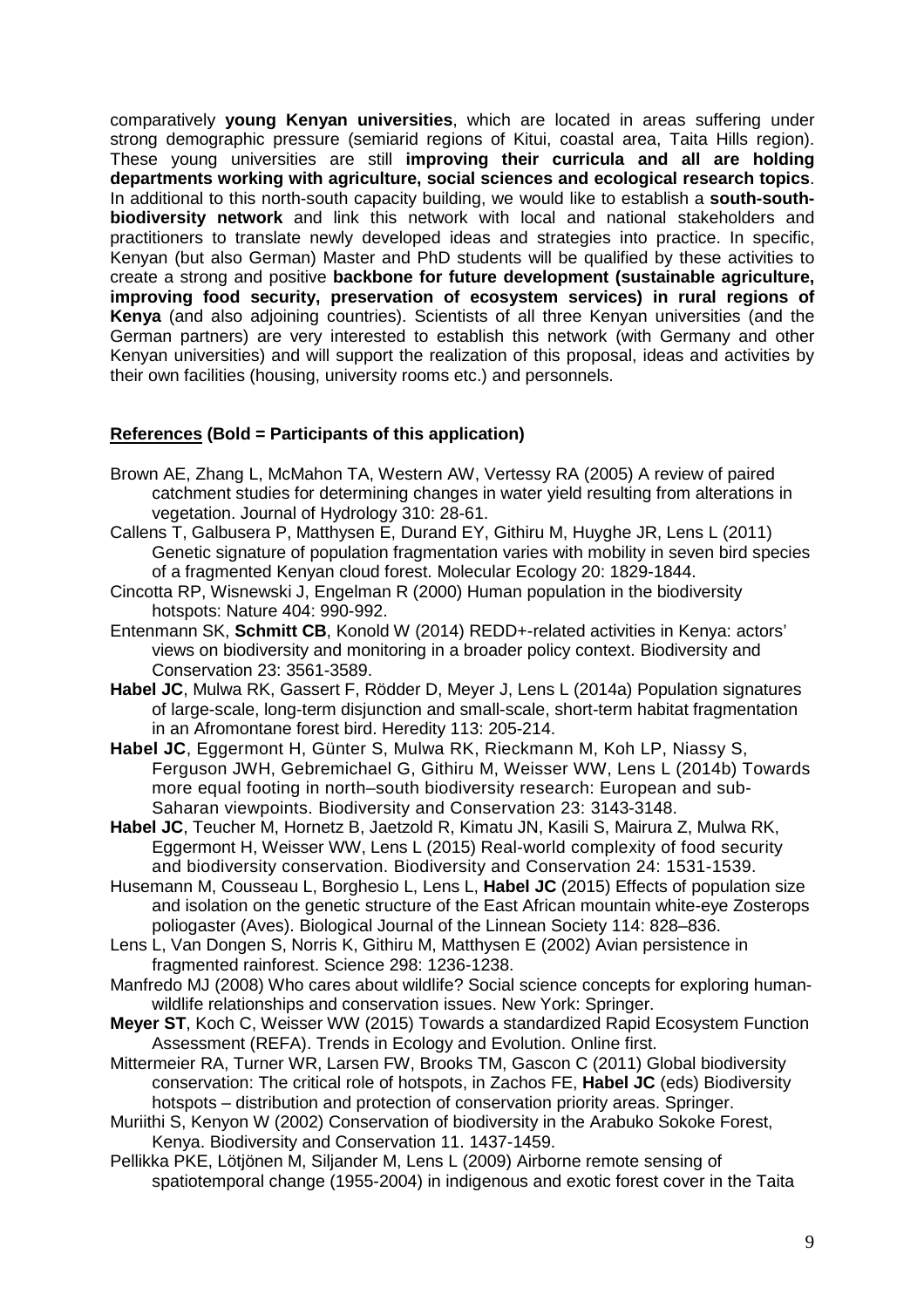comparatively **young Kenyan universities**, which are located in areas suffering under strong demographic pressure (semiarid regions of Kitui, coastal area, Taita Hills region). These young universities are still **improving their curricula and all are holding departments working with agriculture, social sciences and ecological research topics**. In additional to this north-south capacity building, we would like to establish a **south-south-biodiversity network** and link this network with local and national stakeholders and practitioners to translate newly developed ideas and strategies into practice. In specific, Kenyan (but also German) Master and PhD students will be qualified by these activities to create a strong and positive **backbone for future development (sustainable agriculture, improving food security, preservation of ecosystem services) in rural regions of Kenya** (and also adjoining countries). Scientists of all three Kenyan universities (and the German partners) are very interested to establish this network (with Germany and other Kenyan universities) and will support the realization of this proposal, ideas and activities by their own facilities (housing, university rooms etc.) and personnels.

## **References (Bold = Participants of this application)**

Brown AE, Zhang L, McMahon TA, Western AW, Vertessy RA (2005) A review of paired catchment studies for determining changes in water yield resulting from alterations in vegetation. Journal of Hydrology 310: 28-61.

Callens T, Galbusera P, Matthysen E, Durand EY, Githiru M, Huyghe JR, Lens L (2011) Genetic signature of population fragmentation varies with mobility in seven bird species of a fragmented Kenyan cloud forest. Molecular Ecology 20: 1829-1844.

Cincotta RP, Wisnewski J, Engelman R (2000) Human population in the biodiversity hotspots: Nature 404: 990-992.

Entenmann SK, **Schmitt CB**, Konold W (2014) REDD+-related activities in Kenya: actors' views on biodiversity and monitoring in a broader policy context. Biodiversity and Conservation 23: 3561-3589.

**Habel JC**, Mulwa RK, Gassert F, Rödder D, Meyer J, Lens L (2014a) Population signatures of large-scale, long-term disjunction and small-scale, short-term habitat fragmentation in an Afromontane forest bird. Heredity 113: 205-214.

**Habel JC**, Eggermont H, Günter S, Mulwa RK, Rieckmann M, Koh LP, Niassy S, Ferguson JWH, Gebremichael G, Githiru M, Weisser WW, Lens L (2014b) Towards more equal footing in north–south biodiversity research: European and sub-Saharan viewpoints. Biodiversity and Conservation 23: 3143-3148.

**Habel JC**, Teucher M, Hornetz B, Jaetzold R, Kimatu JN, Kasili S, Mairura Z, Mulwa RK, Eggermont H, Weisser WW, Lens L (2015) Real-world complexity of food security and biodiversity conservation. Biodiversity and Conservation 24: 1531-1539.

Husemann M, Cousseau L, Borghesio L, Lens L, **Habel JC** (2015) Effects of population size and isolation on the genetic structure of the East African mountain white-eye Zosterops poliogaster (Aves). Biological Journal of the Linnean Society 114: 828–836.

Lens L, Van Dongen S, Norris K, Githiru M, Matthysen E (2002) Avian persistence in fragmented rainforest. Science 298: 1236-1238.

Manfredo MJ (2008) Who cares about wildlife? Social science concepts for exploring human-wildlife relationships and conservation issues. New York: Springer.

**Meyer ST**, Koch C, Weisser WW (2015) Towards a standardized Rapid Ecosystem Function Assessment (REFA). Trends in Ecology and Evolution. Online first.

Mittermeier RA, Turner WR, Larsen FW, Brooks TM, Gascon C (2011) Global biodiversity conservation: The critical role of hotspots, in Zachos FE, **Habel JC** (eds) Biodiversity hotspots – distribution and protection of conservation priority areas. Springer.

Muriithi S, Kenyon W (2002) Conservation of biodiversity in the Arabuko Sokoke Forest, Kenya. Biodiversity and Conservation 11. 1437-1459.

Pellikka PKE, Lötjönen M, Siljander M, Lens L (2009) Airborne remote sensing of spatiotemporal change (1955-2004) in indigenous and exotic forest cover in the Taita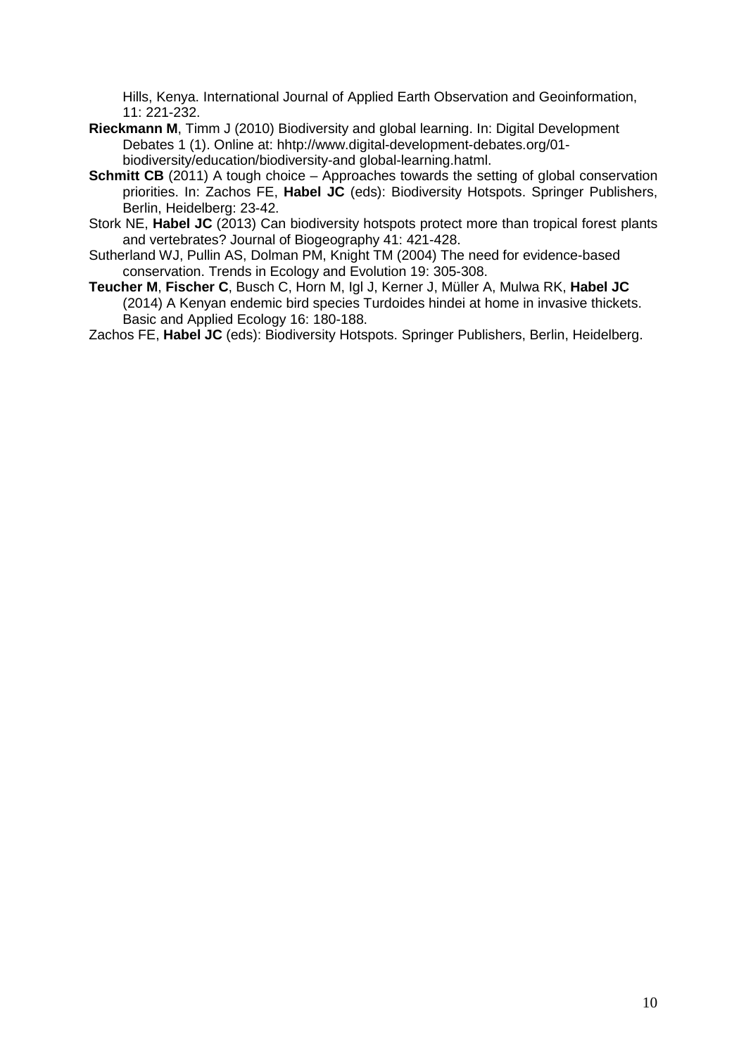Hills, Kenya. International Journal of Applied Earth Observation and Geoinformation, 11: 221-232.

**Rieckmann M**, Timm J (2010) Biodiversity and global learning. In: Digital Development Debates 1 (1). Online at: hhtp://www.digital-development-debates.org/01-biodiversity/education/biodiversity-and global-learning.hatml.

**Schmitt CB** (2011) A tough choice – Approaches towards the setting of global conservation priorities. In: Zachos FE, **Habel JC** (eds): Biodiversity Hotspots. Springer Publishers, Berlin, Heidelberg: 23-42.

Stork NE, **Habel JC** (2013) Can biodiversity hotspots protect more than tropical forest plants and vertebrates? Journal of Biogeography 41: 421-428.

Sutherland WJ, Pullin AS, Dolman PM, Knight TM (2004) The need for evidence-based conservation. Trends in Ecology and Evolution 19: 305-308.

**Teucher M**, **Fischer C**, Busch C, Horn M, Igl J, Kerner J, Müller A, Mulwa RK, **Habel JC** (2014) A Kenyan endemic bird species Turdoides hindei at home in invasive thickets. Basic and Applied Ecology 16: 180-188.

Zachos FE, **Habel JC** (eds): Biodiversity Hotspots. Springer Publishers, Berlin, Heidelberg.